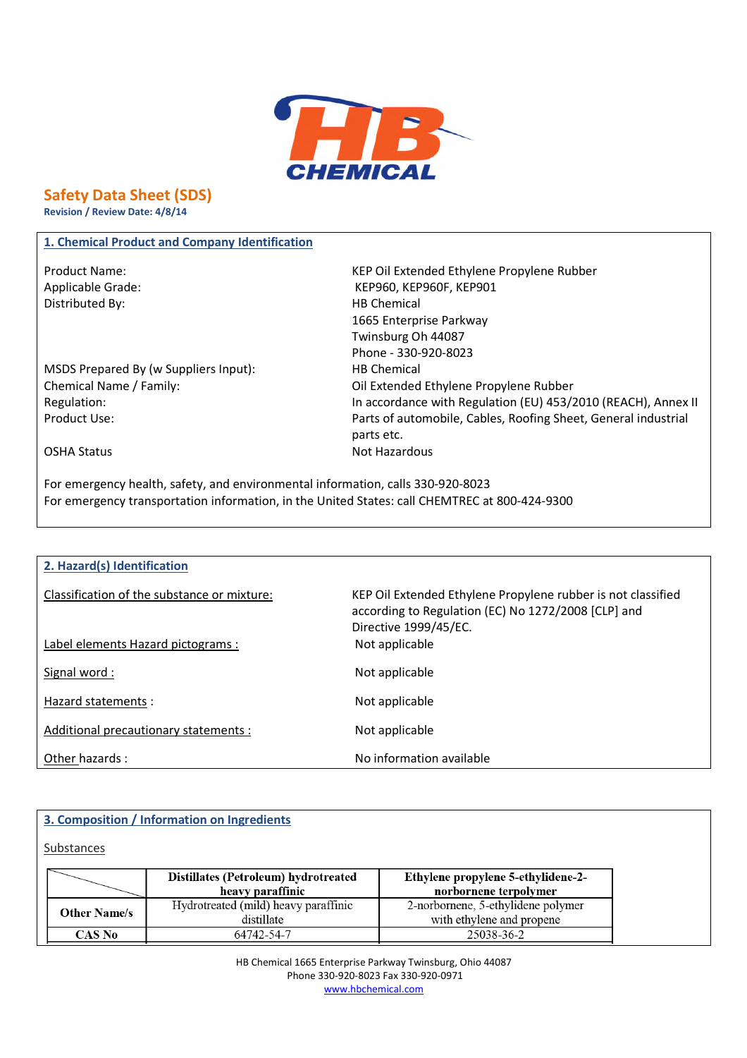HB CHEMICAL

# Safety Data Sheet (SDS)

**Revision / Review Date: 4/8/14**

## 1. Chemical Product and Company Identification

| | |
|---|---|
| Product Name: | KEP Oil Extended Ethylene Propylene Rubber |
| Applicable Grade: | KEP960, KEP960F, KEP901 |
| Distributed By: | HB Chemical<br>1665 Enterprise Parkway<br>Twinsburg Oh 44087<br>Phone - 330-920-8023 |
| MSDS Prepared By (w Suppliers Input): | HB Chemical |
| Chemical Name / Family: | Oil Extended Ethylene Propylene Rubber |
| Regulation: | In accordance with Regulation (EU) 453/2010 (REACH), Annex II |
| Product Use: | Parts of automobile, Cables, Roofing Sheet, General industrial parts etc. |
| OSHA Status | Not Hazardous |

For emergency health, safety, and environmental information, calls 330-920-8023

For emergency transportation information, in the United States: call CHEMTREC at 800-424-9300

## 2. Hazard(s) Identification

| | |
|---|---|
| Classification of the substance or mixture: | KEP Oil Extended Ethylene Propylene rubber is not classified according to Regulation (EC) No 1272/2008 [CLP] and Directive 1999/45/EC. |
| Label elements Hazard pictograms : | Not applicable |
| Signal word : | Not applicable |
| Hazard statements : | Not applicable |
| Additional precautionary statements : | Not applicable |
| Other hazards : | No information available |

## 3. Composition / Information on Ingredients

Substances

| | Distillates (Petroleum) hydrotreated heavy paraffinic | Ethylene propylene 5-ethylidene-2-norbornene terpolymer |
|---|---|---|
| **Other Name/s** | Hydrotreated (mild) heavy paraffinic distillate | 2-norbornene, 5-ethylidene polymer with ethylene and propene |
| **CAS No** | 64742-54-7 | 25038-36-2 |

HB Chemical 1665 Enterprise Parkway Twinsburg, Ohio 44087
Phone 330-920-8023 Fax 330-920-0971
www.hbchemical.com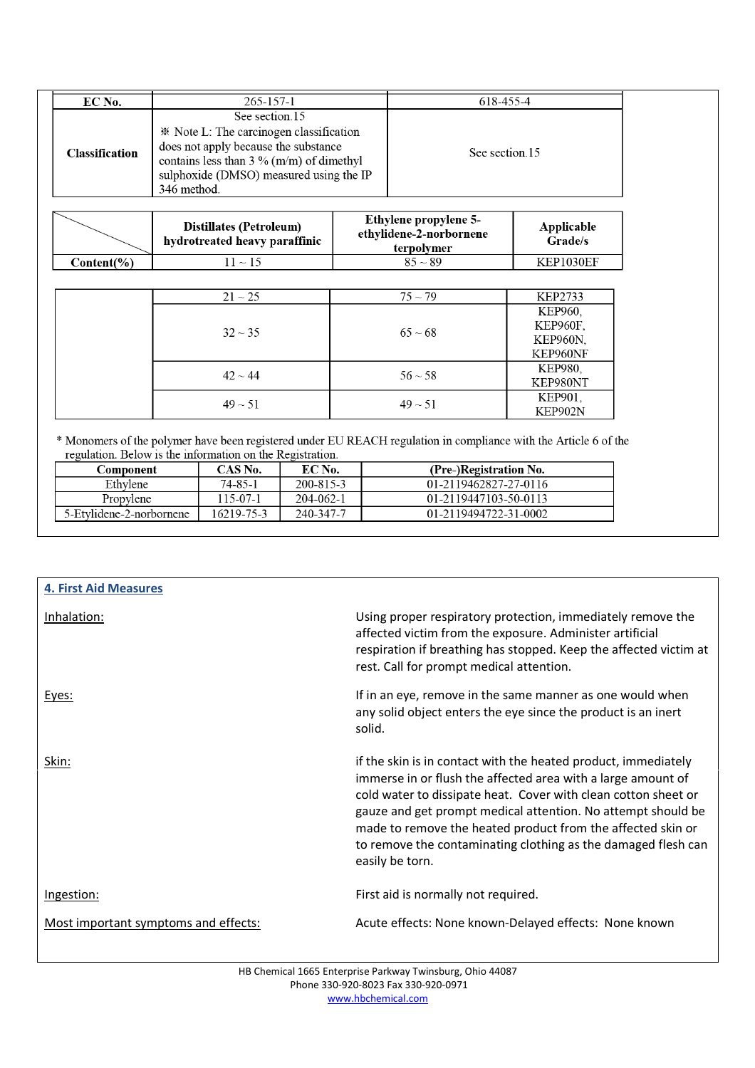| EC No. | 265-157-1 | 618-455-4 |
|---|---|---|
| Classification | See section.15<br>※ Note L: The carcinogen classification does not apply because the substance contains less than 3 % (m/m) of dimethyl sulphoxide (DMSO) measured using the IP 346 method. | See section.15 |

| | Distillates (Petroleum) hydrotreated heavy paraffinic | Ethylene propylene 5-ethylidene-2-norbornene terpolymer | Applicable Grade/s |
|---|---|---|---|
| Content(%) | 11 ~ 15 | 85 ~ 89 | KEP1030EF |
| | 21 ~ 25 | 75 ~ 79 | KEP2733 |
| | 32 ~ 35 | 65 ~ 68 | KEP960, KEP960F, KEP960N, KEP960NF |
| | 42 ~ 44 | 56 ~ 58 | KEP980, KEP980NT |
| | 49 ~ 51 | 49 ~ 51 | KEP901, KEP902N |

* Monomers of the polymer have been registered under EU REACH regulation in compliance with the Article 6 of the regulation. Below is the information on the Registration.

| Component | CAS No. | EC No. | (Pre-)Registration No. |
|---|---|---|---|
| Ethylene | 74-85-1 | 200-815-3 | 01-2119462827-27-0116 |
| Propylene | 115-07-1 | 204-062-1 | 01-2119447103-50-0113 |
| 5-Etylidene-2-norbornene | 16219-75-3 | 240-347-7 | 01-2119494722-31-0002 |

## 4. First Aid Measures

**Inhalation:** Using proper respiratory protection, immediately remove the affected victim from the exposure. Administer artificial respiration if breathing has stopped. Keep the affected victim at rest. Call for prompt medical attention.

**Eyes:** If in an eye, remove in the same manner as one would when any solid object enters the eye since the product is an inert solid.

**Skin:** if the skin is in contact with the heated product, immediately immerse in or flush the affected area with a large amount of cold water to dissipate heat. Cover with clean cotton sheet or gauze and get prompt medical attention. No attempt should be made to remove the heated product from the affected skin or to remove the contaminating clothing as the damaged flesh can easily be torn.

**Ingestion:** First aid is normally not required.

**Most important symptoms and effects:** Acute effects: None known-Delayed effects: None known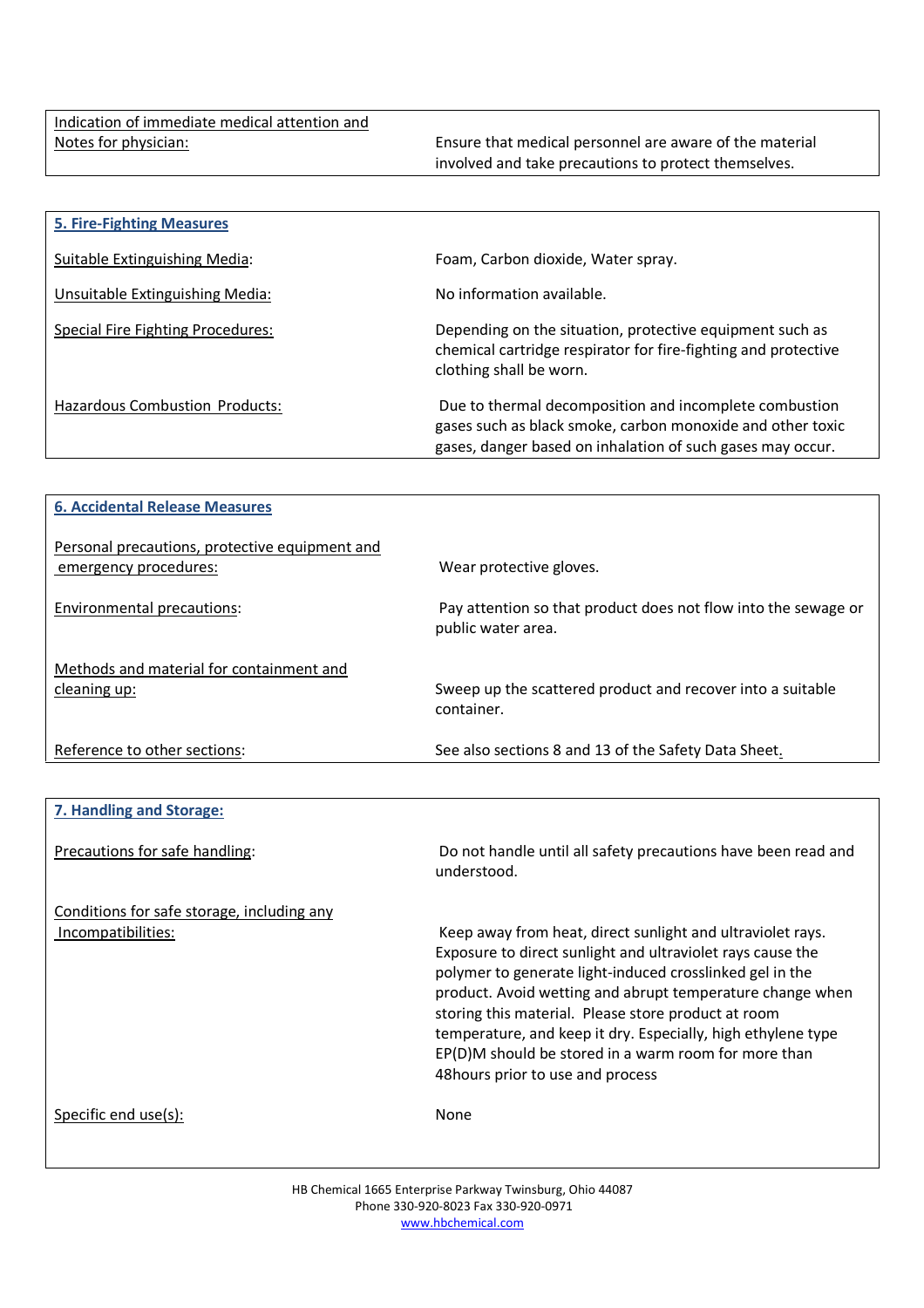| Indication of immediate medical attention and Notes for physician: | Ensure that medical personnel are aware of the material involved and take precautions to protect themselves. |
|---|---|

## 5. Fire-Fighting Measures

| | |
|---|---|
| Suitable Extinguishing Media: | Foam, Carbon dioxide, Water spray. |
| Unsuitable Extinguishing Media: | No information available. |
| Special Fire Fighting Procedures: | Depending on the situation, protective equipment such as chemical cartridge respirator for fire-fighting and protective clothing shall be worn. |
| Hazardous Combustion Products: | Due to thermal decomposition and incomplete combustion gases such as black smoke, carbon monoxide and other toxic gases, danger based on inhalation of such gases may occur. |

## 6. Accidental Release Measures

| | |
|---|---|
| Personal precautions, protective equipment and emergency procedures: | Wear protective gloves. |
| Environmental precautions: | Pay attention so that product does not flow into the sewage or public water area. |
| Methods and material for containment and cleaning up: | Sweep up the scattered product and recover into a suitable container. |
| Reference to other sections: | See also sections 8 and 13 of the Safety Data Sheet. |

## 7. Handling and Storage:

| | |
|---|---|
| Precautions for safe handling: | Do not handle until all safety precautions have been read and understood. |
| Conditions for safe storage, including any Incompatibilities: | Keep away from heat, direct sunlight and ultraviolet rays. Exposure to direct sunlight and ultraviolet rays cause the polymer to generate light-induced crosslinked gel in the product. Avoid wetting and abrupt temperature change when storing this material. Please store product at room temperature, and keep it dry. Especially, high ethylene type EP(D)M should be stored in a warm room for more than 48hours prior to use and process |
| Specific end use(s): | None |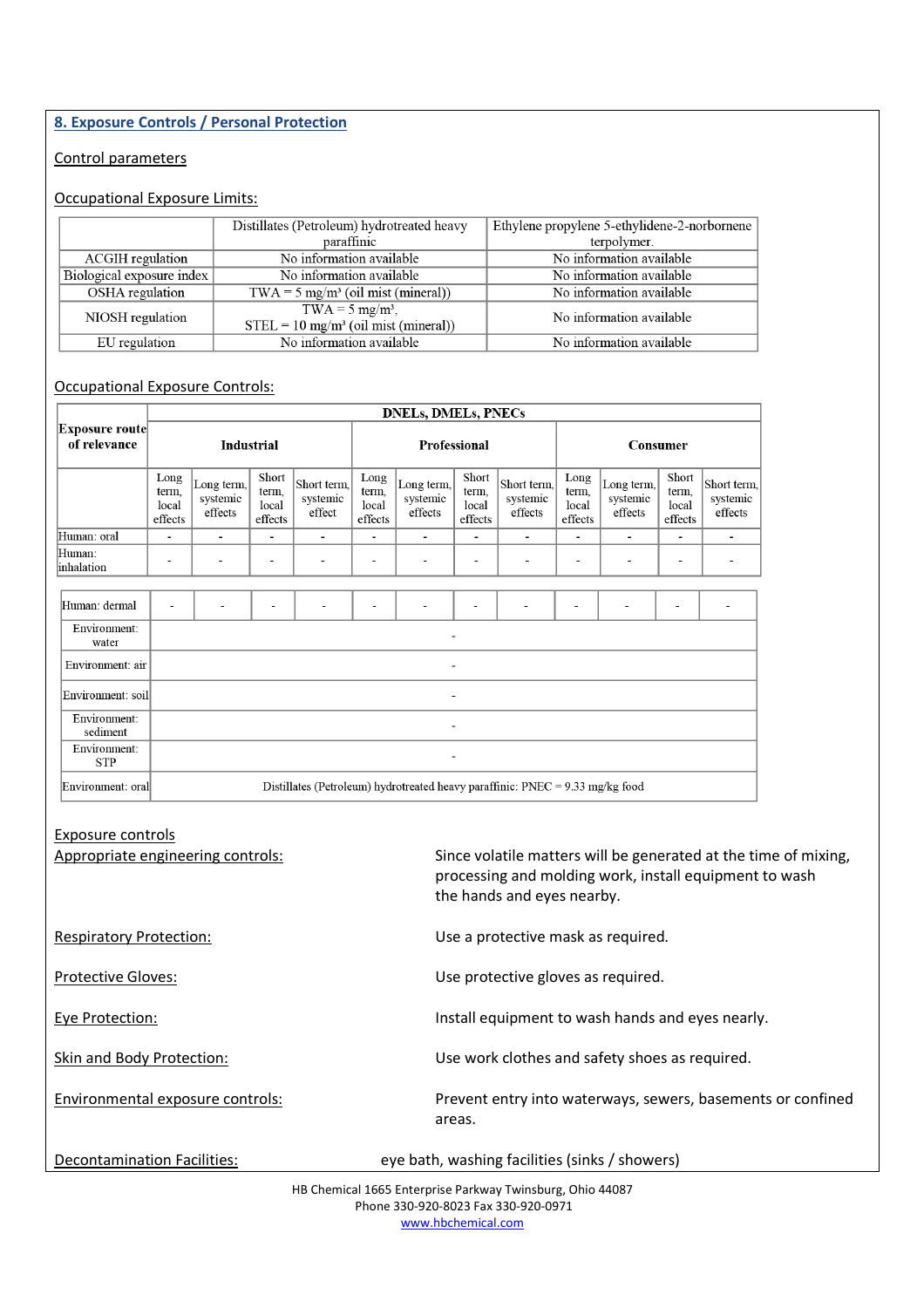## 8. Exposure Controls / Personal Protection

Control parameters

Occupational Exposure Limits:

| | Distillates (Petroleum) hydrotreated heavy paraffinic | Ethylene propylene 5-ethylidene-2-norbornene terpolymer. |
|---|---|---|
| ACGIH regulation | No information available | No information available |
| Biological exposure index | No information available | No information available |
| OSHA regulation | TWA = 5 mg/m³ (oil mist (mineral)) | No information available |
| NIOSH regulation | TWA = 5 mg/m³, STEL = 10 mg/m³ (oil mist (mineral)) | No information available |
| EU regulation | No information available | No information available |

Occupational Exposure Controls:

| Exposure route of relevance | DNELs, DMELs, PNECs | | | | | | | | | | | |
|---|---|---|---|---|---|---|---|---|---|---|---|---|
| | Industrial | | | | Professional | | | | Consumer | | | |
| | Long term, local effects | Long term, systemic effects | Short term, local effects | Short term, systemic effect | Long term, local effects | Long term, systemic effects | Short term, local effects | Short term, systemic effects | Long term, local effects | Long term, systemic effects | Short term, local effects | Short term, systemic effects |
| Human: oral | - | - | - | - | - | - | - | - | - | - | - | - |
| Human: inhalation | - | - | - | - | - | - | - | - | - | - | - | - |
| Human: dermal | - | - | - | - | - | - | - | - | - | - | - | - |
| Environment: water | - | | | | | | | | | | | |
| Environment: air | - | | | | | | | | | | | |
| Environment: soil | - | | | | | | | | | | | |
| Environment: sediment | - | | | | | | | | | | | |
| Environment: STP | - | | | | | | | | | | | |
| Environment: oral | Distillates (Petroleum) hydrotreated heavy paraffinic: PNEC = 9.33 mg/kg food | | | | | | | | | | | |

Exposure controls

Appropriate engineering controls: Since volatile matters will be generated at the time of mixing, processing and molding work, install equipment to wash the hands and eyes nearby.

Respiratory Protection: Use a protective mask as required.

Protective Gloves: Use protective gloves as required.

Eye Protection: Install equipment to wash hands and eyes nearly.

Skin and Body Protection: Use work clothes and safety shoes as required.

Environmental exposure controls: Prevent entry into waterways, sewers, basements or confined areas.

Decontamination Facilities: eye bath, washing facilities (sinks / showers)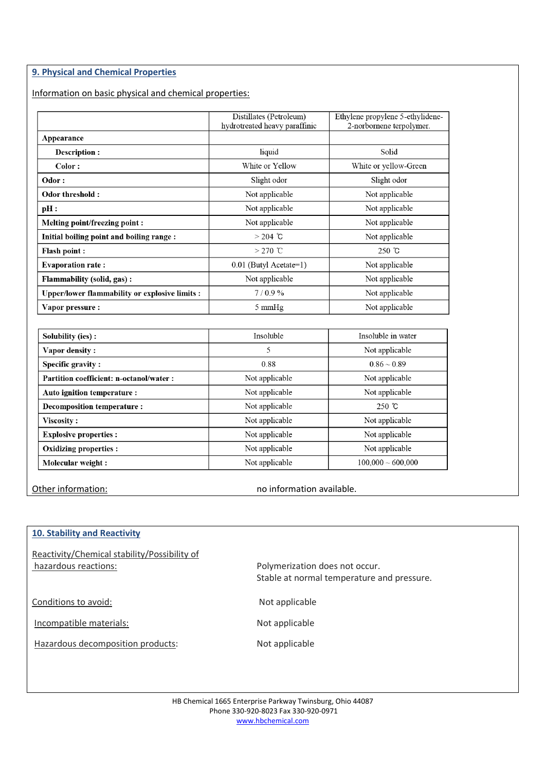## 9. Physical and Chemical Properties

Information on basic physical and chemical properties:

| | Distillates (Petroleum) hydrotreated heavy paraffinic | Ethylene propylene 5-ethylidene-2-norbornene terpolymer. |
|---|---|---|
| **Appearance** | | |
| **Description :** | liquid | Solid |
| **Color :** | White or Yellow | White or yellow-Green |
| **Odor :** | Slight odor | Slight odor |
| **Odor threshold :** | Not applicable | Not applicable |
| **pH :** | Not applicable | Not applicable |
| **Melting point/freezing point :** | Not applicable | Not applicable |
| **Initial boiling point and boiling range :** | > 204 ℃ | Not applicable |
| **Flash point :** | > 270 ℃ | 250 ℃ |
| **Evaporation rate :** | 0.01 (Butyl Acetate=1) | Not applicable |
| **Flammability (solid, gas) :** | Not applicable | Not applicable |
| **Upper/lower flammability or explosive limits :** | 7 / 0.9 % | Not applicable |
| **Vapor pressure :** | 5 mmHg | Not applicable |
| **Solubility (ies) :** | Insoluble | Insoluble in water |
| **Vapor density :** | 5 | Not applicable |
| **Specific gravity :** | 0.88 | 0.86 ~ 0.89 |
| **Partition coefficient: n-octanol/water :** | Not applicable | Not applicable |
| **Auto ignition temperature :** | Not applicable | Not applicable |
| **Decomposition temperature :** | Not applicable | 250 ℃ |
| **Viscosity :** | Not applicable | Not applicable |
| **Explosive properties :** | Not applicable | Not applicable |
| **Oxidizing properties :** | Not applicable | Not applicable |
| **Molecular weight :** | Not applicable | 100,000 ~ 600,000 |

Other information: no information available.

## 10. Stability and Reactivity

Reactivity/Chemical stability/Possibility of hazardous reactions: Polymerization does not occur. Stable at normal temperature and pressure.

Conditions to avoid: Not applicable

Incompatible materials: Not applicable

Hazardous decomposition products: Not applicable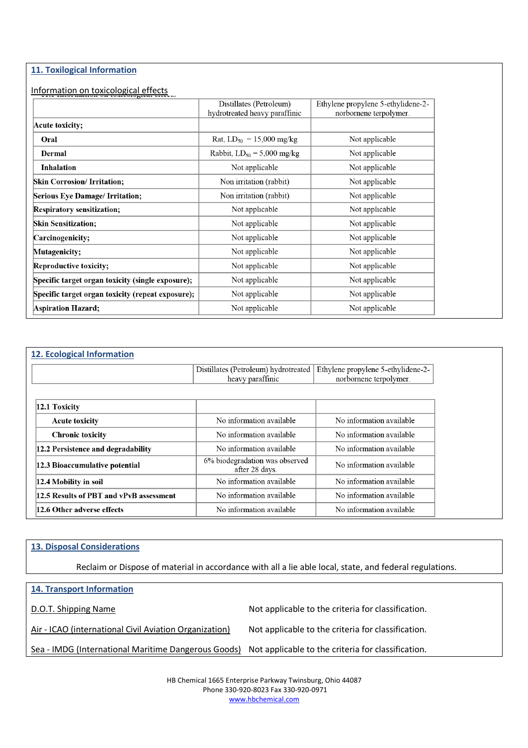## 11. Toxilogical Information

Information on toxicological effects

| | Distillates (Petroleum) hydrotreated heavy paraffinic | Ethylene propylene 5-ethylidene-2-norbornene terpolymer. |
|---|---|---|
| **Acute toxicity;** | | |
| **Oral** | Rat, $LD_{50}$ = 15,000 mg/kg | Not applicable |
| **Dermal** | Rabbit, $LD_{50}$ = 5,000 mg/kg | Not applicable |
| **Inhalation** | Not applicable | Not applicable |
| **Skin Corrosion/ Irritation;** | Non irritation (rabbit) | Not applicable |
| **Serious Eye Damage/ Irritation;** | Non irritation (rabbit) | Not applicable |
| **Respiratory sensitization;** | Not applicable | Not applicable |
| **Skin Sensitization;** | Not applicable | Not applicable |
| **Carcinogenicity;** | Not applicable | Not applicable |
| **Mutagenicity;** | Not applicable | Not applicable |
| **Reproductive toxicity;** | Not applicable | Not applicable |
| **Specific target organ toxicity (single exposure);** | Not applicable | Not applicable |
| **Specific target organ toxicity (repeat exposure);** | Not applicable | Not applicable |
| **Aspiration Hazard;** | Not applicable | Not applicable |

## 12. Ecological Information

| | Distillates (Petroleum) hydrotreated heavy paraffinic | Ethylene propylene 5-ethylidene-2-norbornene terpolymer. |
|---|---|---|
| **12.1 Toxicity** | | |
| **Acute toxicity** | No information available | No information available |
| **Chronic toxicity** | No information available | No information available |
| **12.2 Persistence and degradability** | No information available | No information available |
| **12.3 Bioaccumulative potential** | 6% biodegradation was observed after 28 days. | No information available |
| **12.4 Mobility in soil** | No information available | No information available |
| **12.5 Results of PBT and vPvB assessment** | No information available | No information available |
| **12.6 Other adverse effects** | No information available | No information available |

## 13. Disposal Considerations

Reclaim or Dispose of material in accordance with all a lie able local, state, and federal regulations.

## 14. Transport Information

| | |
|---|---|
| D.O.T. Shipping Name | Not applicable to the criteria for classification. |
| Air - ICAO (international Civil Aviation Organization) | Not applicable to the criteria for classification. |
| Sea - IMDG (International Maritime Dangerous Goods) | Not applicable to the criteria for classification. |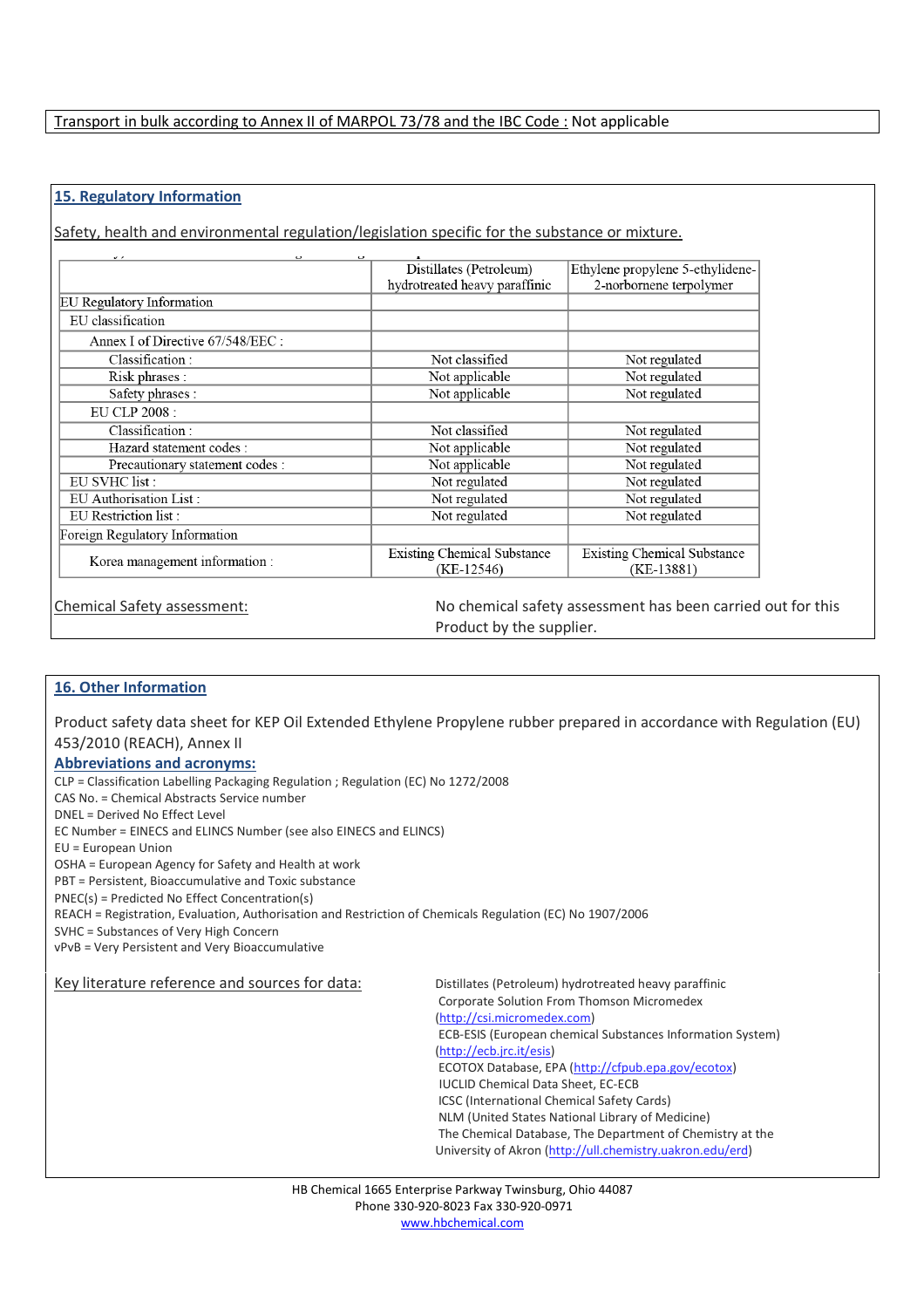Transport in bulk according to Annex II of MARPOL 73/78 and the IBC Code : Not applicable

## 15. Regulatory Information

Safety, health and environmental regulation/legislation specific for the substance or mixture.

| | Distillates (Petroleum) hydrotreated heavy paraffinic | Ethylene propylene 5-ethylidene-2-norbornene terpolymer |
|---|---|---|
| EU Regulatory Information | | |
| EU classification | | |
| Annex I of Directive 67/548/EEC : | | |
| Classification : | Not classified | Not regulated |
| Risk phrases : | Not applicable | Not regulated |
| Safety phrases : | Not applicable | Not regulated |
| EU CLP 2008 : | | |
| Classification : | Not classified | Not regulated |
| Hazard statement codes : | Not applicable | Not regulated |
| Precautionary statement codes : | Not applicable | Not regulated |
| EU SVHC list : | Not regulated | Not regulated |
| EU Authorisation List : | Not regulated | Not regulated |
| EU Restriction list : | Not regulated | Not regulated |
| Foreign Regulatory Information | | |
| Korea management information : | Existing Chemical Substance (KE-12546) | Existing Chemical Substance (KE-13881) |

Chemical Safety assessment: No chemical safety assessment has been carried out for this Product by the supplier.

## 16. Other Information

Product safety data sheet for KEP Oil Extended Ethylene Propylene rubber prepared in accordance with Regulation (EU) 453/2010 (REACH), Annex II

### Abbreviations and acronyms:

CLP = Classification Labelling Packaging Regulation ; Regulation (EC) No 1272/2008
CAS No. = Chemical Abstracts Service number
DNEL = Derived No Effect Level
EC Number = EINECS and ELINCS Number (see also EINECS and ELINCS)
EU = European Union
OSHA = European Agency for Safety and Health at work
PBT = Persistent, Bioaccumulative and Toxic substance
PNEC(s) = Predicted No Effect Concentration(s)
REACH = Registration, Evaluation, Authorisation and Restriction of Chemicals Regulation (EC) No 1907/2006
SVHC = Substances of Very High Concern
vPvB = Very Persistent and Very Bioaccumulative

Key literature reference and sources for data:

Distillates (Petroleum) hydrotreated heavy paraffinic
Corporate Solution From Thomson Micromedex (http://csi.micromedex.com)
ECB-ESIS (European chemical Substances Information System) (http://ecb.jrc.it/esis)
ECOTOX Database, EPA (http://cfpub.epa.gov/ecotox)
IUCLID Chemical Data Sheet, EC-ECB
ICSC (International Chemical Safety Cards)
NLM (United States National Library of Medicine)
The Chemical Database, The Department of Chemistry at the University of Akron (http://ull.chemistry.uakron.edu/erd)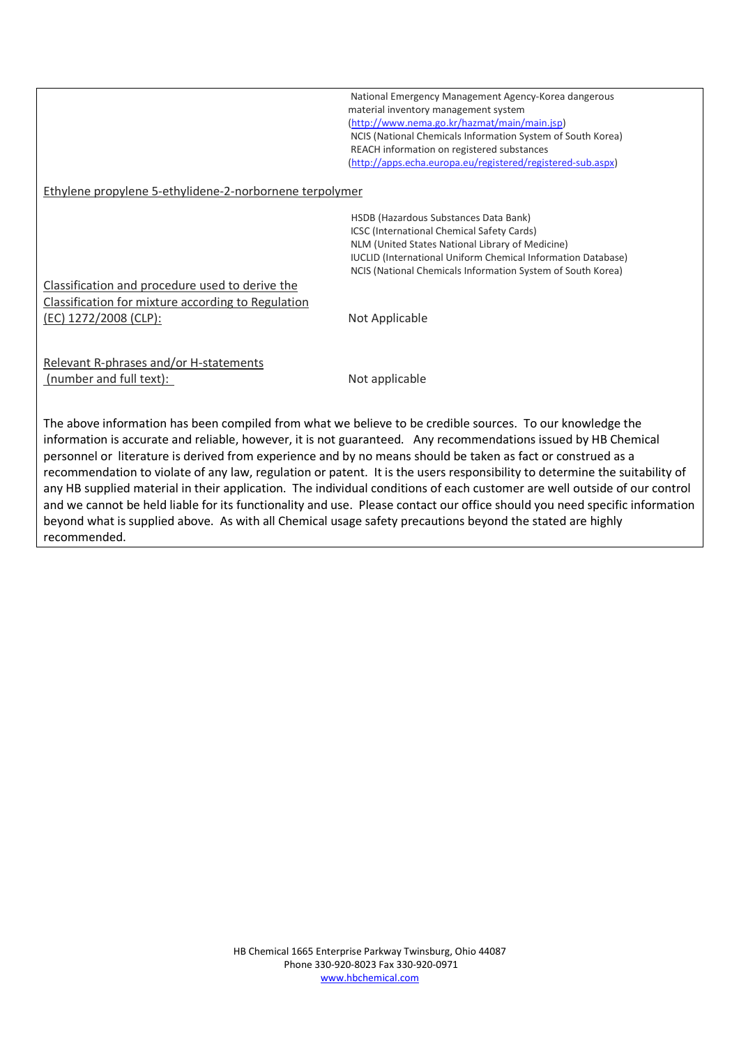National Emergency Management Agency-Korea dangerous material inventory management system (http://www.nema.go.kr/hazmat/main/main.jsp)
NCIS (National Chemicals Information System of South Korea)
REACH information on registered substances (http://apps.echa.europa.eu/registered/registered-sub.aspx)

Ethylene propylene 5-ethylidene-2-norbornene terpolymer

HSDB (Hazardous Substances Data Bank)
ICSC (International Chemical Safety Cards)
NLM (United States National Library of Medicine)
IUCLID (International Uniform Chemical Information Database)
NCIS (National Chemicals Information System of South Korea)

| | |
|---|---|
| Classification and procedure used to derive the Classification for mixture according to Regulation (EC) 1272/2008 (CLP): | Not Applicable |
| Relevant R-phrases and/or H-statements (number and full text): | Not applicable |

The above information has been compiled from what we believe to be credible sources. To our knowledge the information is accurate and reliable, however, it is not guaranteed. Any recommendations issued by HB Chemical personnel or literature is derived from experience and by no means should be taken as fact or construed as a recommendation to violate of any law, regulation or patent. It is the users responsibility to determine the suitability of any HB supplied material in their application. The individual conditions of each customer are well outside of our control and we cannot be held liable for its functionality and use. Please contact our office should you need specific information beyond what is supplied above. As with all Chemical usage safety precautions beyond the stated are highly recommended.